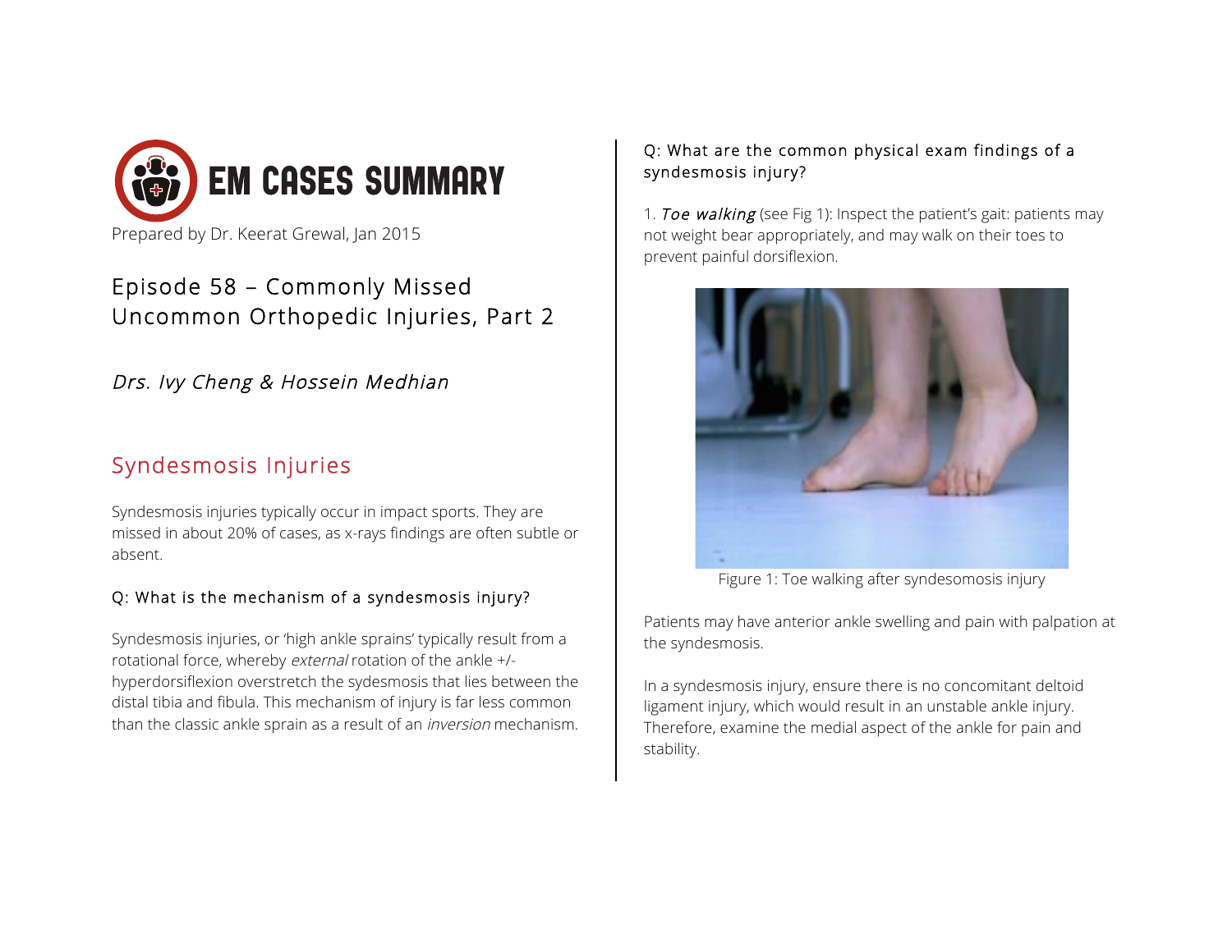# EM CASES SUMMARY

Prepared by Dr. Keerat Grewal, Jan 2015

## Episode 58 – Commonly Missed Uncommon Orthopedic Injuries, Part 2

*Drs. Ivy Cheng & Hossein Medhian*

## Syndesmosis Injuries

Syndesmosis injuries typically occur in impact sports. They are missed in about 20% of cases, as x-rays findings are often subtle or absent.

### Q: What is the mechanism of a syndesmosis injury?

Syndesmosis injuries, or 'high ankle sprains' typically result from a rotational force, whereby *external* rotation of the ankle +/- hyperdorsiflexion overstretch the sydesmosis that lies between the distal tibia and fibula. This mechanism of injury is far less common than the classic ankle sprain as a result of an *inversion* mechanism.

### Q: What are the common physical exam findings of a syndesmosis injury?

1. *Toe walking* (see Fig 1): Inspect the patient's gait: patients may not weight bear appropriately, and may walk on their toes to prevent painful dorsiflexion.

Figure 1: Toe walking after syndesomosis injury

Patients may have anterior ankle swelling and pain with palpation at the syndesmosis.

In a syndesmosis injury, ensure there is no concomitant deltoid ligament injury, which would result in an unstable ankle injury. Therefore, examine the medial aspect of the ankle for pain and stability.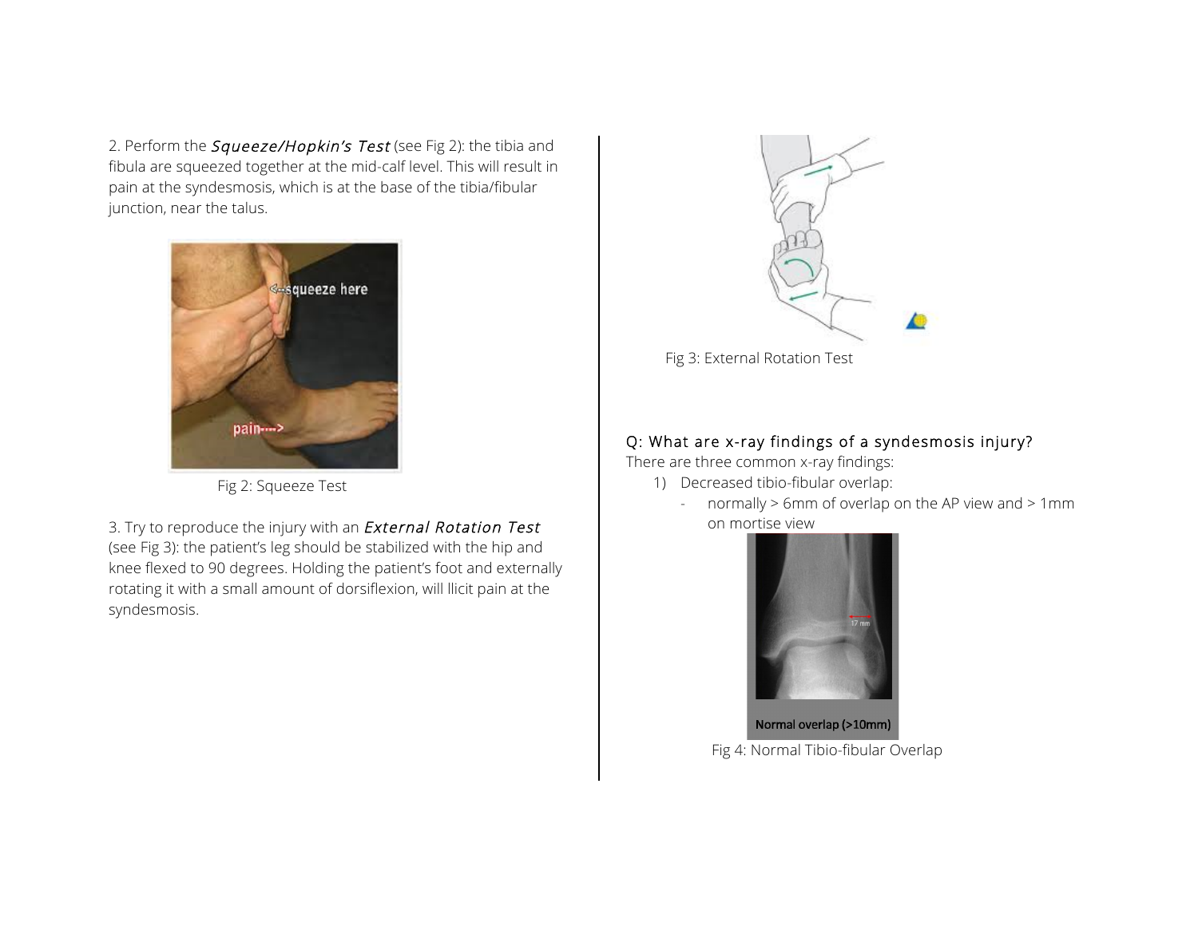2. Perform the *Squeeze/Hopkin's Test* (see Fig 2): the tibia and fibula are squeezed together at the mid-calf level. This will result in pain at the syndesmosis, which is at the base of the tibia/fibular junction, near the talus.

Fig 2: Squeeze Test

3. Try to reproduce the injury with an *External Rotation Test* (see Fig 3): the patient's leg should be stabilized with the hip and knee flexed to 90 degrees. Holding the patient's foot and externally rotating it with a small amount of dorsiflexion, will llicit pain at the syndesmosis.

Fig 3: External Rotation Test

**Q: What are x-ray findings of a syndesmosis injury?**

There are three common x-ray findings:

1) Decreased tibio-fibular overlap:
   - normally > 6mm of overlap on the AP view and > 1mm on mortise view

Fig 4: Normal Tibio-fibular Overlap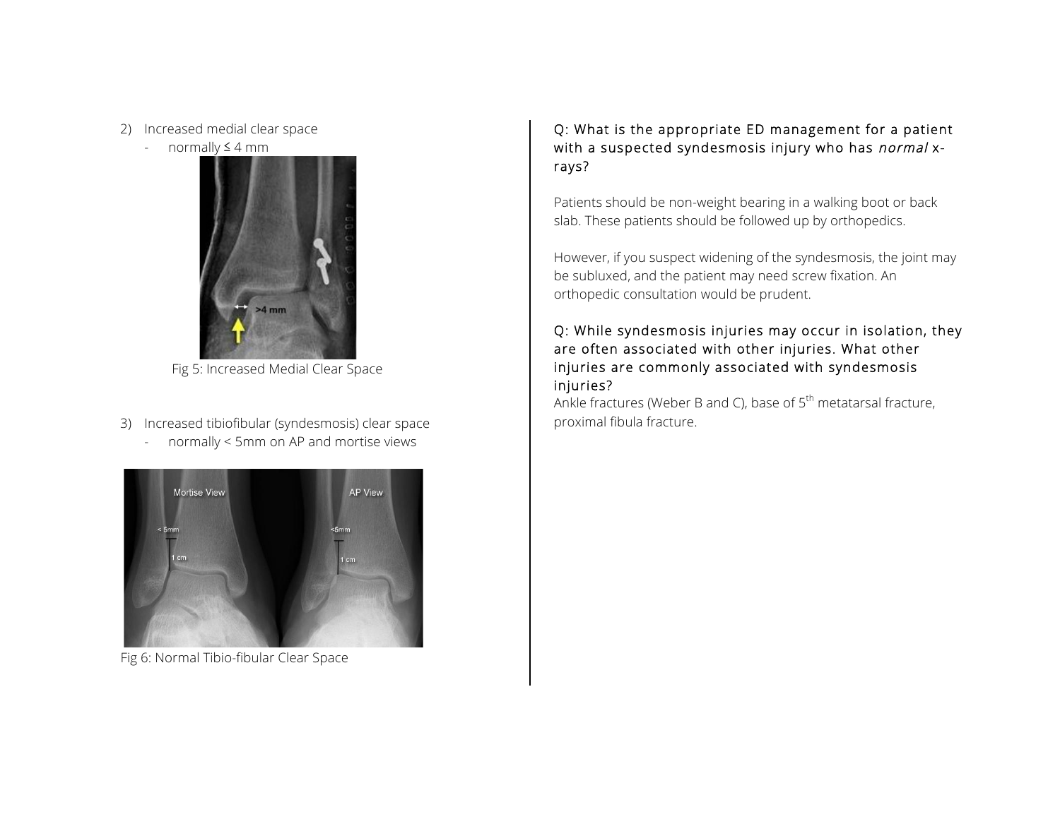2) Increased medial clear space
    - normally ≤ 4 mm

>4 mm

Fig 5: Increased Medial Clear Space

3) Increased tibiofibular (syndesmosis) clear space
    - normally < 5mm on AP and mortise views

Mortise View

< 5mm

1 cm

AP View

<5mm

1 cm

Fig 6: Normal Tibio-fibular Clear Space

Q: What is the appropriate ED management for a patient with a suspected syndesmosis injury who has *normal* x-rays?

Patients should be non-weight bearing in a walking boot or back slab. These patients should be followed up by orthopedics.

However, if you suspect widening of the syndesmosis, the joint may be subluxed, and the patient may need screw fixation. An orthopedic consultation would be prudent.

Q: While syndesmosis injuries may occur in isolation, they are often associated with other injuries. What other injuries are commonly associated with syndesmosis injuries?

Ankle fractures (Weber B and C), base of 5$^{th}$ metatarsal fracture, proximal fibula fracture.